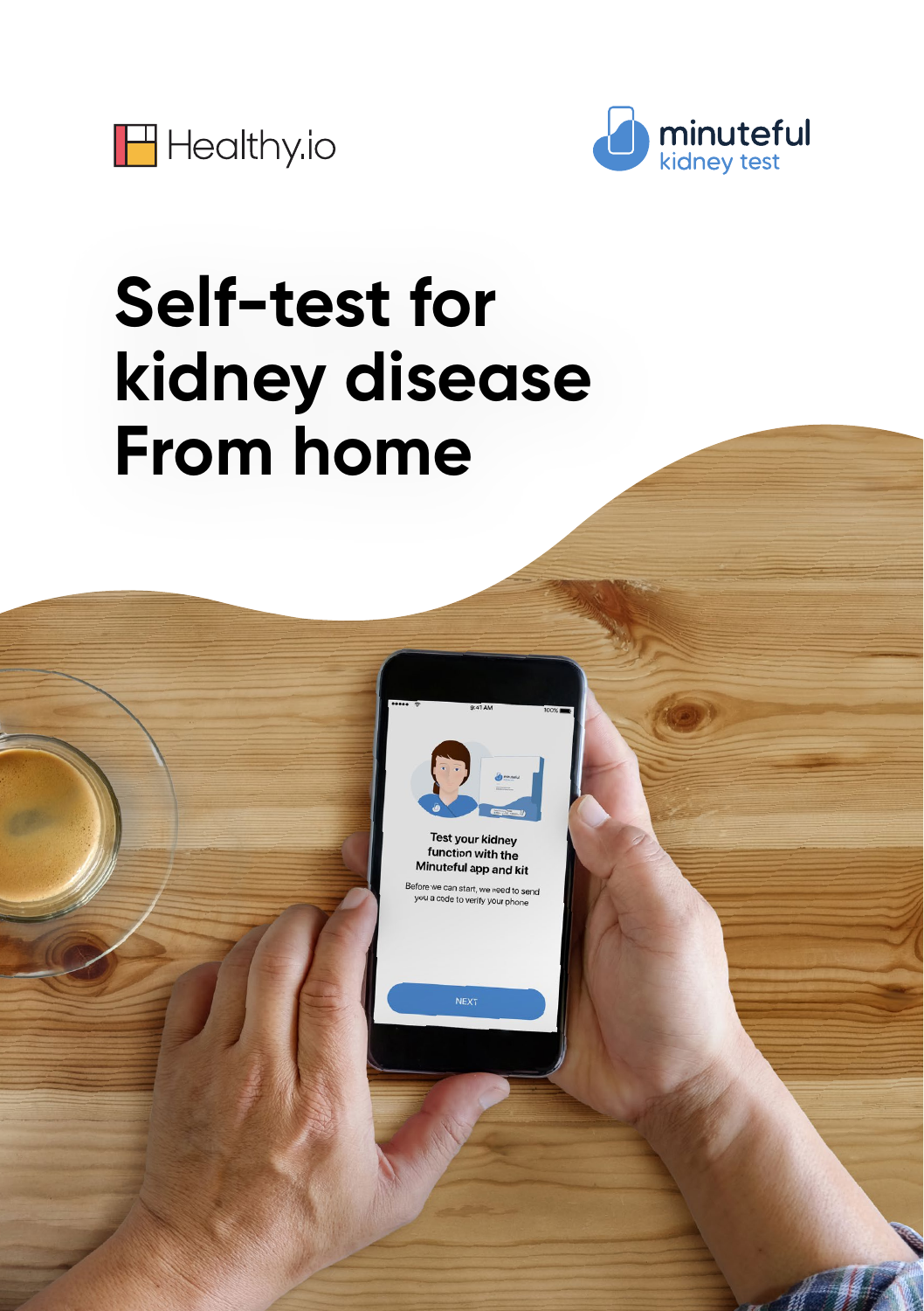Healthy.io

minuteful kidney test

# Self-test for kidney disease From home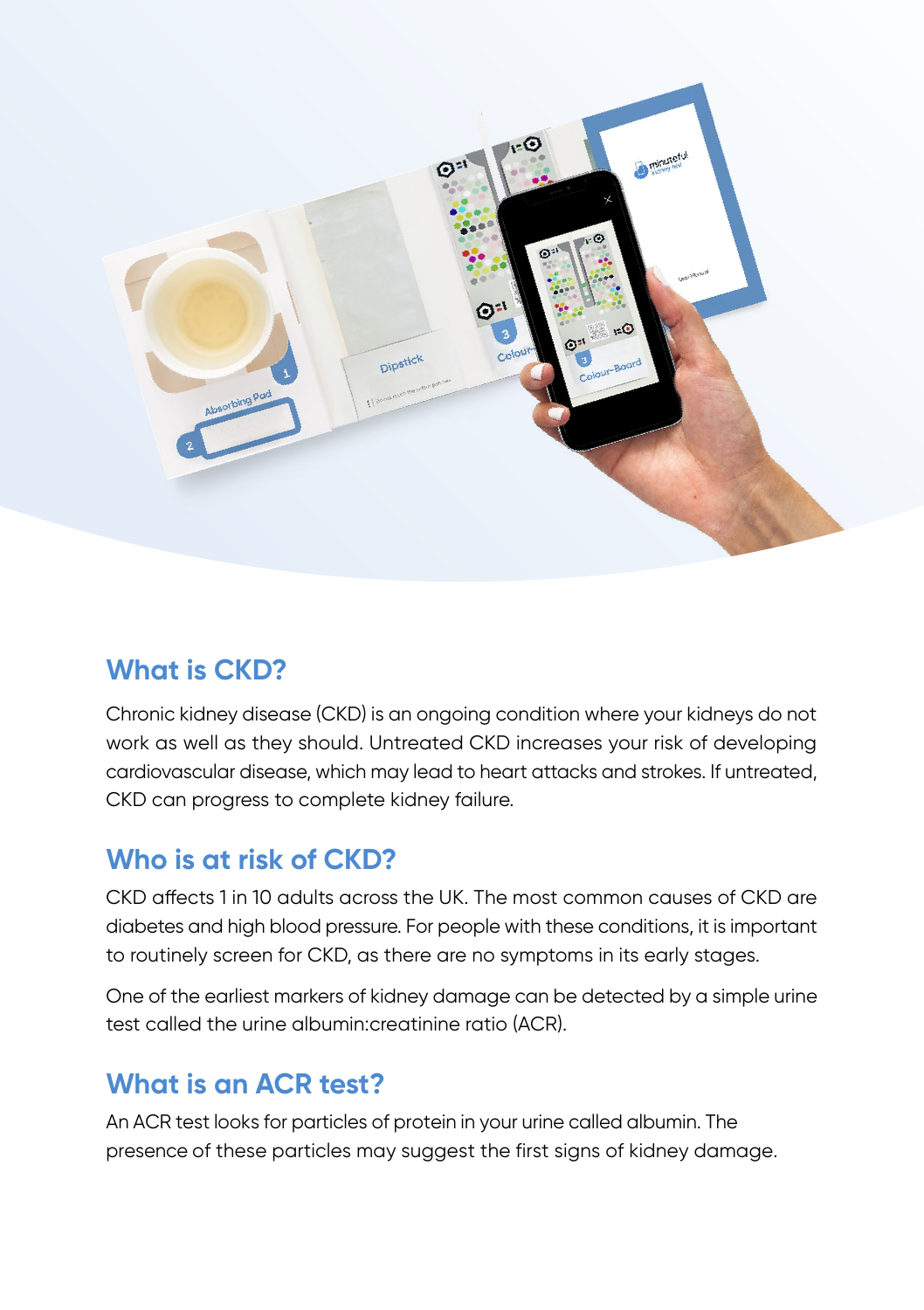## What is CKD?

Chronic kidney disease (CKD) is an ongoing condition where your kidneys do not work as well as they should. Untreated CKD increases your risk of developing cardiovascular disease, which may lead to heart attacks and strokes. If untreated, CKD can progress to complete kidney failure.

## Who is at risk of CKD?

CKD affects 1 in 10 adults across the UK. The most common causes of CKD are diabetes and high blood pressure. For people with these conditions, it is important to routinely screen for CKD, as there are no symptoms in its early stages.

One of the earliest markers of kidney damage can be detected by a simple urine test called the urine albumin:creatinine ratio (ACR).

## What is an ACR test?

An ACR test looks for particles of protein in your urine called albumin. The presence of these particles may suggest the first signs of kidney damage.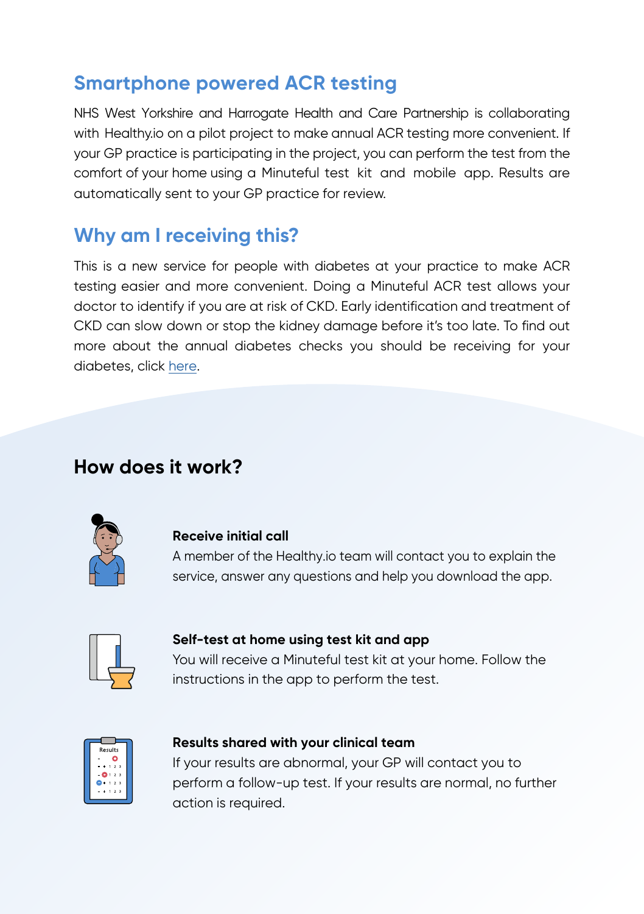## Smartphone powered ACR testing

NHS West Yorkshire and Harrogate Health and Care Partnership is collaborating with Healthy.io on a pilot project to make annual ACR testing more convenient. If your GP practice is participating in the project, you can perform the test from the comfort of your home using a Minuteful test kit and mobile app. Results are automatically sent to your GP practice for review.

## Why am I receiving this?

This is a new service for people with diabetes at your practice to make ACR testing easier and more convenient. Doing a Minuteful ACR test allows your doctor to identify if you are at risk of CKD. Early identification and treatment of CKD can slow down or stop the kidney damage before it's too late. To find out more about the annual diabetes checks you should be receiving for your diabetes, click here.

## How does it work?

**Receive initial call**
A member of the Healthy.io team will contact you to explain the service, answer any questions and help you download the app.

**Self-test at home using test kit and app**
You will receive a Minuteful test kit at your home. Follow the instructions in the app to perform the test.

**Results shared with your clinical team**
If your results are abnormal, your GP will contact you to perform a follow-up test. If your results are normal, no further action is required.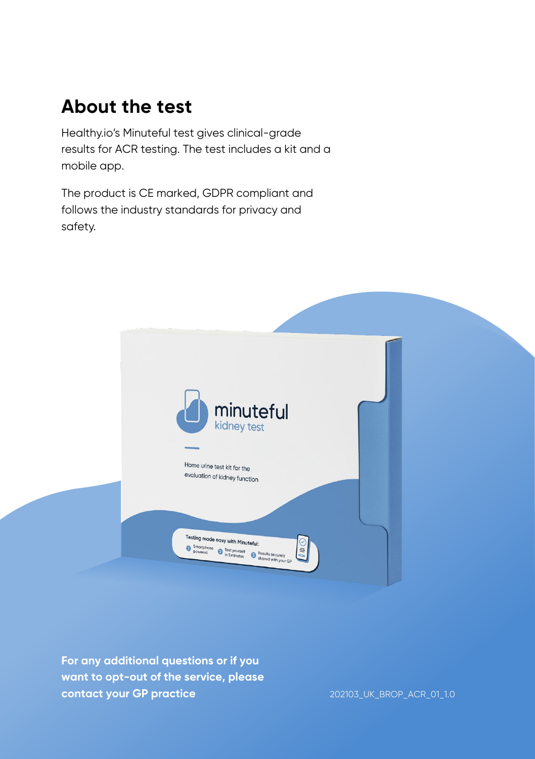## About the test

Healthy.io's Minuteful test gives clinical-grade results for ACR testing. The test includes a kit and a mobile app.

The product is CE marked, GDPR compliant and follows the industry standards for privacy and safety.

**For any additional questions or if you want to opt-out of the service, please contact your GP practice**

202103_UK_BROP_ACR_01_1.0